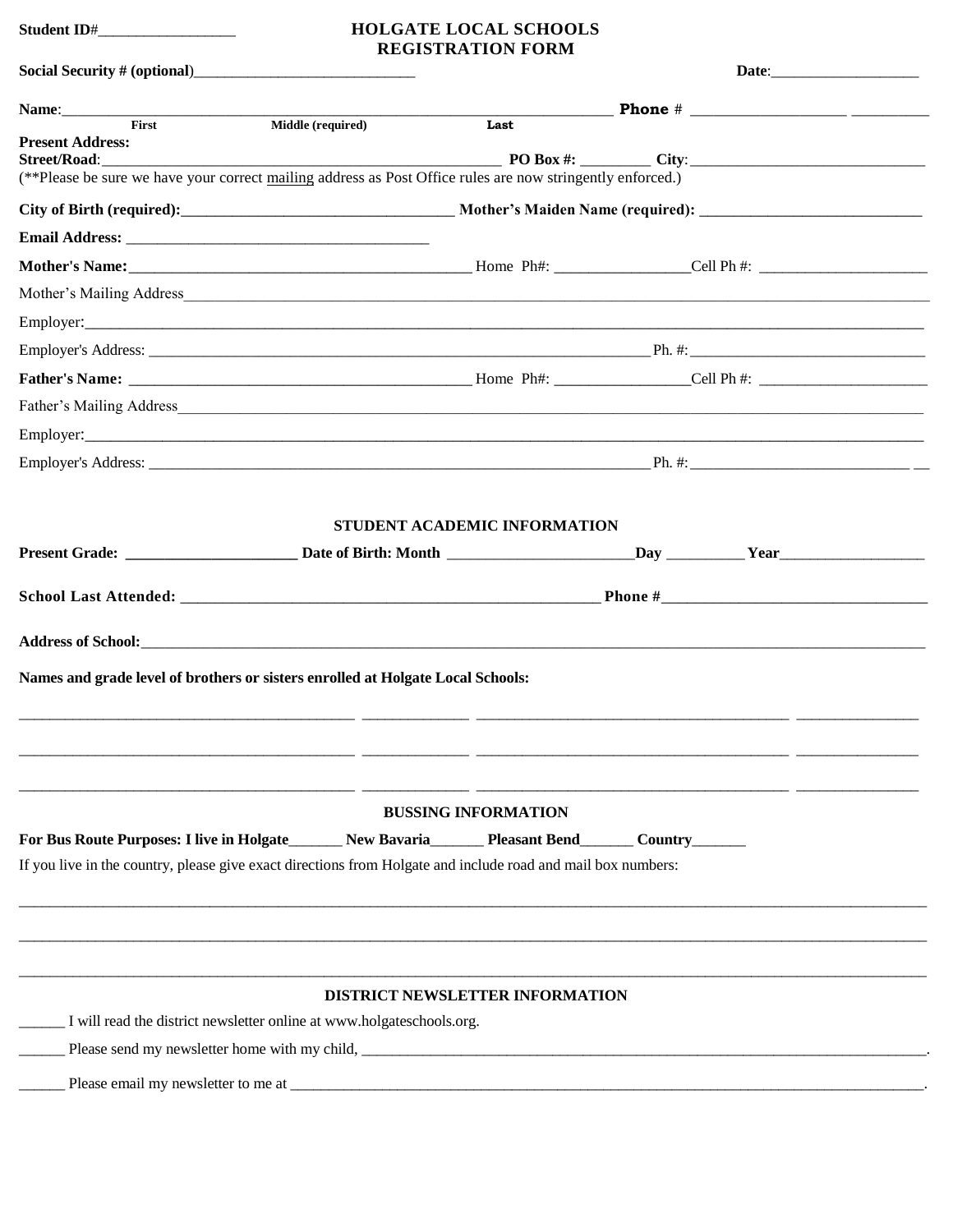Student ID#__________________

# HOLGATE LOCAL SCHOOLS
# REGISTRATION FORM

**Social Security # (optional)**_____________________________ **Date**:___________________

**Name**:_______________________________________________________________ **Phone** # ___________________ _________
First Middle (required) Last

**Present Address:**
**Street/Road**:__________________________________________________ **PO Box #:** _________ **City**:______________________________
(**Please be sure we have your correct mailing address as Post Office rules are now stringently enforced.)

**City of Birth (required):**__________________________________ **Mother's Maiden Name (required):** ___________________________

**Email Address:** ______________________________________

**Mother's Name:**_____________________________________________ Home Ph#: _________________Cell Ph #: _____________________

Mother's Mailing Address_______________________________________________________________________________________________

Employer:______________________________________________________________________________________________________

Employer's Address: ________________________________________________________________ Ph. #:______________________________

**Father's Name:** _____________________________________________ Home Ph#: _________________Cell Ph #: _____________________

Father's Mailing Address_______________________________________________________________________________________________

Employer:______________________________________________________________________________________________________

Employer's Address: ________________________________________________________________ Ph. #:___________________________ __

## STUDENT ACADEMIC INFORMATION

**Present Grade:** ______________________ **Date of Birth: Month** ________________________**Day** __________ **Year**___________________

**School Last Attended:** ______________________________________________________ **Phone #**_________________________________

**Address of School:**_____________________________________________________________________________________________________

**Names and grade level of brothers or sisters enrolled at Holgate Local Schools:**

_____________________________________________ ______________ _________________________________________ ________________

_____________________________________________ ______________ _________________________________________ ________________

_____________________________________________ ______________ _________________________________________ ________________

## BUSSING INFORMATION

**For Bus Route Purposes: I live in Holgate**_______ **New Bavaria**_______ **Pleasant Bend**_______ **Country**_______

If you live in the country, please give exact directions from Holgate and include road and mail box numbers:

_______________________________________________________________________________________________________________________

_______________________________________________________________________________________________________________________

_______________________________________________________________________________________________________________________

## DISTRICT NEWSLETTER INFORMATION

______ I will read the district newsletter online at www.holgateschools.org.

______ Please send my newsletter home with my child, _____________________________________________________________________________.

______ Please email my newsletter to me at _______________________________________________________________________________________.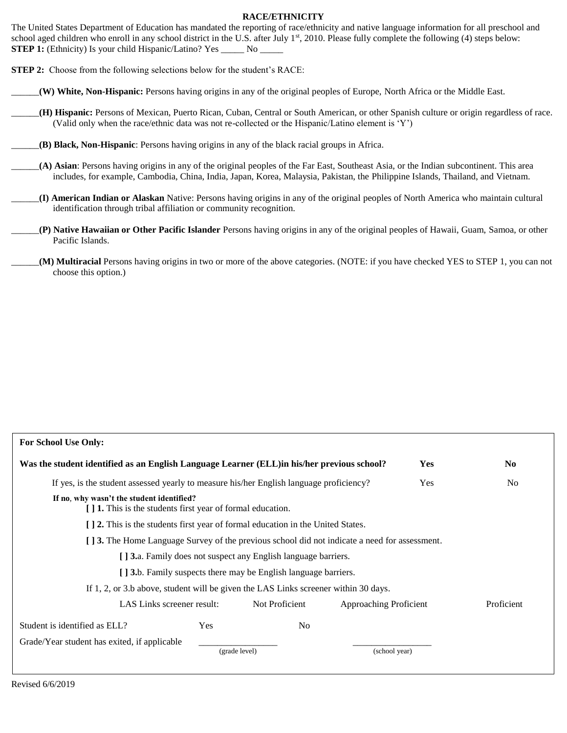## RACE/ETHNICITY

The United States Department of Education has mandated the reporting of race/ethnicity and native language information for all preschool and school aged children who enroll in any school district in the U.S. after July 1st, 2010. Please fully complete the following (4) steps below:

**STEP 1:** (Ethnicity) Is your child Hispanic/Latino? Yes _____ No _____

**STEP 2:** Choose from the following selections below for the student's RACE:

______**(W) White, Non-Hispanic:** Persons having origins in any of the original peoples of Europe, North Africa or the Middle East.

______**(H) Hispanic:** Persons of Mexican, Puerto Rican, Cuban, Central or South American, or other Spanish culture or origin regardless of race. (Valid only when the race/ethnic data was not re-collected or the Hispanic/Latino element is 'Y')

______**(B) Black, Non-Hispanic**: Persons having origins in any of the black racial groups in Africa.

______**(A) Asian**: Persons having origins in any of the original peoples of the Far East, Southeast Asia, or the Indian subcontinent. This area includes, for example, Cambodia, China, India, Japan, Korea, Malaysia, Pakistan, the Philippine Islands, Thailand, and Vietnam.

______**(I) American Indian or Alaskan** Native: Persons having origins in any of the original peoples of North America who maintain cultural identification through tribal affiliation or community recognition.

______**(P) Native Hawaiian or Other Pacific Islander** Persons having origins in any of the original peoples of Hawaii, Guam, Samoa, or other Pacific Islands.

______**(M) Multiracial** Persons having origins in two or more of the above categories. (NOTE: if you have checked YES to STEP 1, you can not choose this option.)

**For School Use Only:**

**Was the student identified as an English Language Learner (ELL)in his/her previous school?** **Yes** **No**

If yes, is the student assessed yearly to measure his/her English language proficiency? Yes No

**If no, why wasn't the student identified?**

**[ ] 1.** This is the students first year of formal education.

**[ ] 2.** This is the students first year of formal education in the United States.

**[ ] 3.** The Home Language Survey of the previous school did not indicate a need for assessment.

**[ ] 3.**a. Family does not suspect any English language barriers.

**[ ] 3.**b. Family suspects there may be English language barriers.

If 1, 2, or 3.b above, student will be given the LAS Links screener within 30 days.

LAS Links screener result: Not Proficient Approaching Proficient Proficient

Student is identified as ELL? Yes No

Grade/Year student has exited, if applicable _________________ (grade level) _________________ (school year)

Revised 6/6/2019